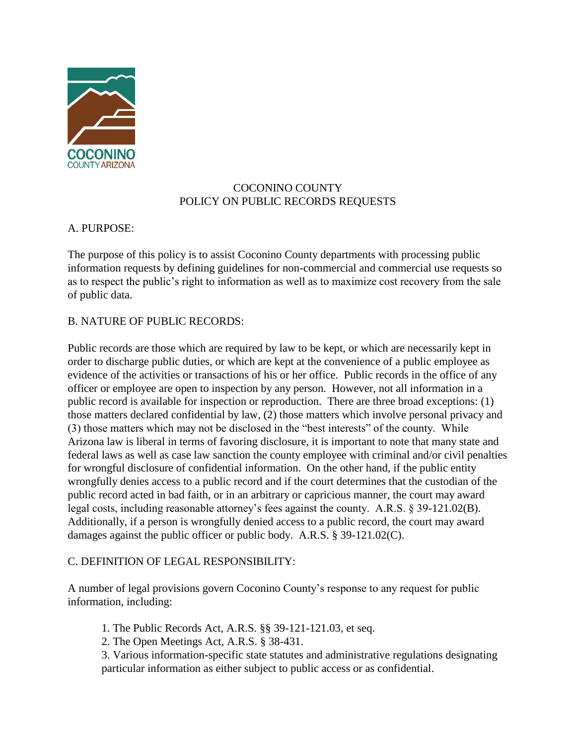COCONINO
COUNTY ARIZONA

# COCONINO COUNTY
# POLICY ON PUBLIC RECORDS REQUESTS

## A. PURPOSE:

The purpose of this policy is to assist Coconino County departments with processing public information requests by defining guidelines for non-commercial and commercial use requests so as to respect the public's right to information as well as to maximize cost recovery from the sale of public data.

## B. NATURE OF PUBLIC RECORDS:

Public records are those which are required by law to be kept, or which are necessarily kept in order to discharge public duties, or which are kept at the convenience of a public employee as evidence of the activities or transactions of his or her office. Public records in the office of any officer or employee are open to inspection by any person. However, not all information in a public record is available for inspection or reproduction. There are three broad exceptions: (1) those matters declared confidential by law, (2) those matters which involve personal privacy and (3) those matters which may not be disclosed in the "best interests" of the county. While Arizona law is liberal in terms of favoring disclosure, it is important to note that many state and federal laws as well as case law sanction the county employee with criminal and/or civil penalties for wrongful disclosure of confidential information. On the other hand, if the public entity wrongfully denies access to a public record and if the court determines that the custodian of the public record acted in bad faith, or in an arbitrary or capricious manner, the court may award legal costs, including reasonable attorney's fees against the county. A.R.S. § 39-121.02(B). Additionally, if a person is wrongfully denied access to a public record, the court may award damages against the public officer or public body. A.R.S. § 39-121.02(C).

## C. DEFINITION OF LEGAL RESPONSIBILITY:

A number of legal provisions govern Coconino County's response to any request for public information, including:

1. The Public Records Act, A.R.S. §§ 39-121-121.03, et seq.
2. The Open Meetings Act, A.R.S. § 38-431.
3. Various information-specific state statutes and administrative regulations designating particular information as either subject to public access or as confidential.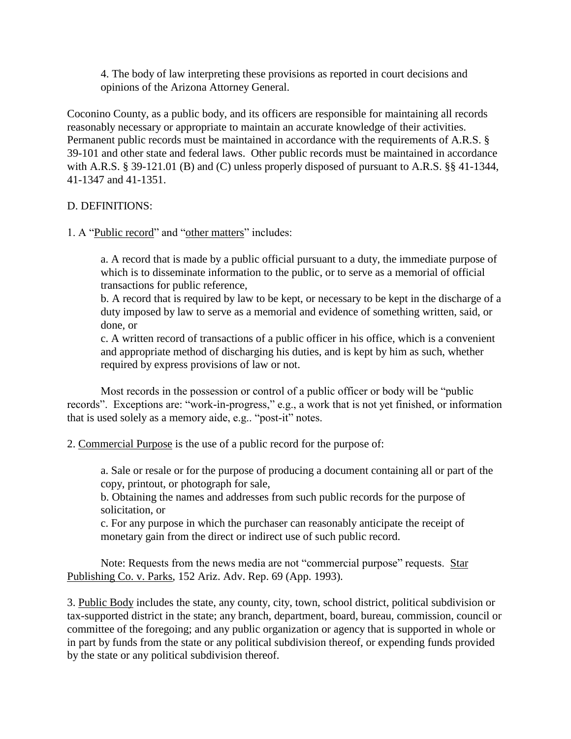4. The body of law interpreting these provisions as reported in court decisions and opinions of the Arizona Attorney General.

Coconino County, as a public body, and its officers are responsible for maintaining all records reasonably necessary or appropriate to maintain an accurate knowledge of their activities. Permanent public records must be maintained in accordance with the requirements of A.R.S. § 39-101 and other state and federal laws. Other public records must be maintained in accordance with A.R.S. § 39-121.01 (B) and (C) unless properly disposed of pursuant to A.R.S. §§ 41-1344, 41-1347 and 41-1351.

D. DEFINITIONS:

1. A "Public record" and "other matters" includes:

a. A record that is made by a public official pursuant to a duty, the immediate purpose of which is to disseminate information to the public, or to serve as a memorial of official transactions for public reference,
b. A record that is required by law to be kept, or necessary to be kept in the discharge of a duty imposed by law to serve as a memorial and evidence of something written, said, or done, or
c. A written record of transactions of a public officer in his office, which is a convenient and appropriate method of discharging his duties, and is kept by him as such, whether required by express provisions of law or not.

Most records in the possession or control of a public officer or body will be "public records". Exceptions are: "work-in-progress," e.g., a work that is not yet finished, or information that is used solely as a memory aide, e.g.. "post-it" notes.

2. Commercial Purpose is the use of a public record for the purpose of:

a. Sale or resale or for the purpose of producing a document containing all or part of the copy, printout, or photograph for sale,
b. Obtaining the names and addresses from such public records for the purpose of solicitation, or
c. For any purpose in which the purchaser can reasonably anticipate the receipt of monetary gain from the direct or indirect use of such public record.

Note: Requests from the news media are not "commercial purpose" requests. Star Publishing Co. v. Parks, 152 Ariz. Adv. Rep. 69 (App. 1993).

3. Public Body includes the state, any county, city, town, school district, political subdivision or tax-supported district in the state; any branch, department, board, bureau, commission, council or committee of the foregoing; and any public organization or agency that is supported in whole or in part by funds from the state or any political subdivision thereof, or expending funds provided by the state or any political subdivision thereof.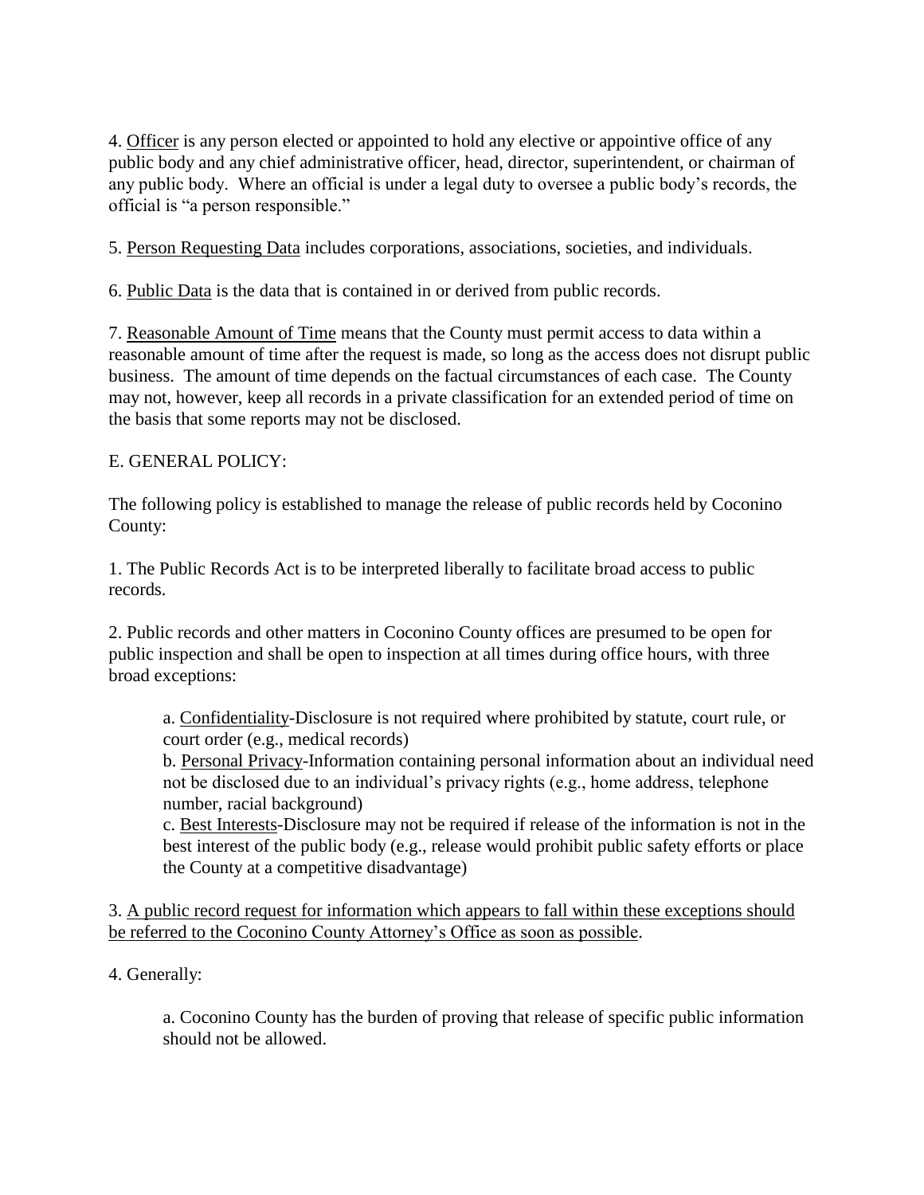4. <u>Officer</u> is any person elected or appointed to hold any elective or appointive office of any public body and any chief administrative officer, head, director, superintendent, or chairman of any public body. Where an official is under a legal duty to oversee a public body's records, the official is "a person responsible."

5. <u>Person Requesting Data</u> includes corporations, associations, societies, and individuals.

6. <u>Public Data</u> is the data that is contained in or derived from public records.

7. <u>Reasonable Amount of Time</u> means that the County must permit access to data within a reasonable amount of time after the request is made, so long as the access does not disrupt public business. The amount of time depends on the factual circumstances of each case. The County may not, however, keep all records in a private classification for an extended period of time on the basis that some reports may not be disclosed.

E. GENERAL POLICY:

The following policy is established to manage the release of public records held by Coconino County:

1. The Public Records Act is to be interpreted liberally to facilitate broad access to public records.

2. Public records and other matters in Coconino County offices are presumed to be open for public inspection and shall be open to inspection at all times during office hours, with three broad exceptions:

   a. <u>Confidentiality</u>-Disclosure is not required where prohibited by statute, court rule, or court order (e.g., medical records)
   b. <u>Personal Privacy</u>-Information containing personal information about an individual need not be disclosed due to an individual's privacy rights (e.g., home address, telephone number, racial background)
   c. <u>Best Interests</u>-Disclosure may not be required if release of the information is not in the best interest of the public body (e.g., release would prohibit public safety efforts or place the County at a competitive disadvantage)

3. <u>A public record request for information which appears to fall within these exceptions should be referred to the Coconino County Attorney's Office as soon as possible</u>.

4. Generally:

   a. Coconino County has the burden of proving that release of specific public information should not be allowed.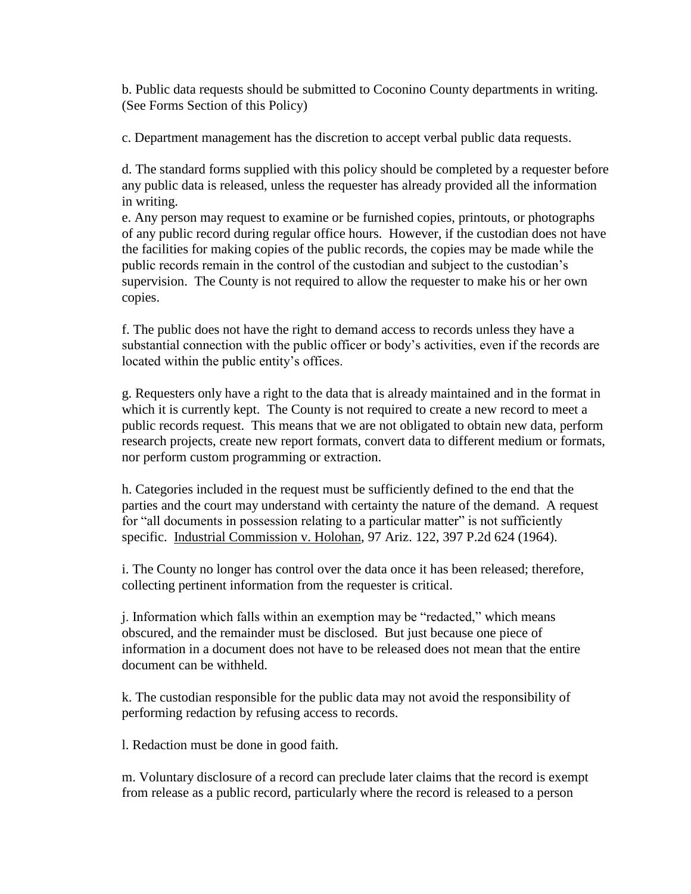b. Public data requests should be submitted to Coconino County departments in writing. (See Forms Section of this Policy)

c. Department management has the discretion to accept verbal public data requests.

d. The standard forms supplied with this policy should be completed by a requester before any public data is released, unless the requester has already provided all the information in writing.

e. Any person may request to examine or be furnished copies, printouts, or photographs of any public record during regular office hours. However, if the custodian does not have the facilities for making copies of the public records, the copies may be made while the public records remain in the control of the custodian and subject to the custodian's supervision. The County is not required to allow the requester to make his or her own copies.

f. The public does not have the right to demand access to records unless they have a substantial connection with the public officer or body's activities, even if the records are located within the public entity's offices.

g. Requesters only have a right to the data that is already maintained and in the format in which it is currently kept. The County is not required to create a new record to meet a public records request. This means that we are not obligated to obtain new data, perform research projects, create new report formats, convert data to different medium or formats, nor perform custom programming or extraction.

h. Categories included in the request must be sufficiently defined to the end that the parties and the court may understand with certainty the nature of the demand. A request for "all documents in possession relating to a particular matter" is not sufficiently specific. Industrial Commission v. Holohan, 97 Ariz. 122, 397 P.2d 624 (1964).

i. The County no longer has control over the data once it has been released; therefore, collecting pertinent information from the requester is critical.

j. Information which falls within an exemption may be "redacted," which means obscured, and the remainder must be disclosed. But just because one piece of information in a document does not have to be released does not mean that the entire document can be withheld.

k. The custodian responsible for the public data may not avoid the responsibility of performing redaction by refusing access to records.

l. Redaction must be done in good faith.

m. Voluntary disclosure of a record can preclude later claims that the record is exempt from release as a public record, particularly where the record is released to a person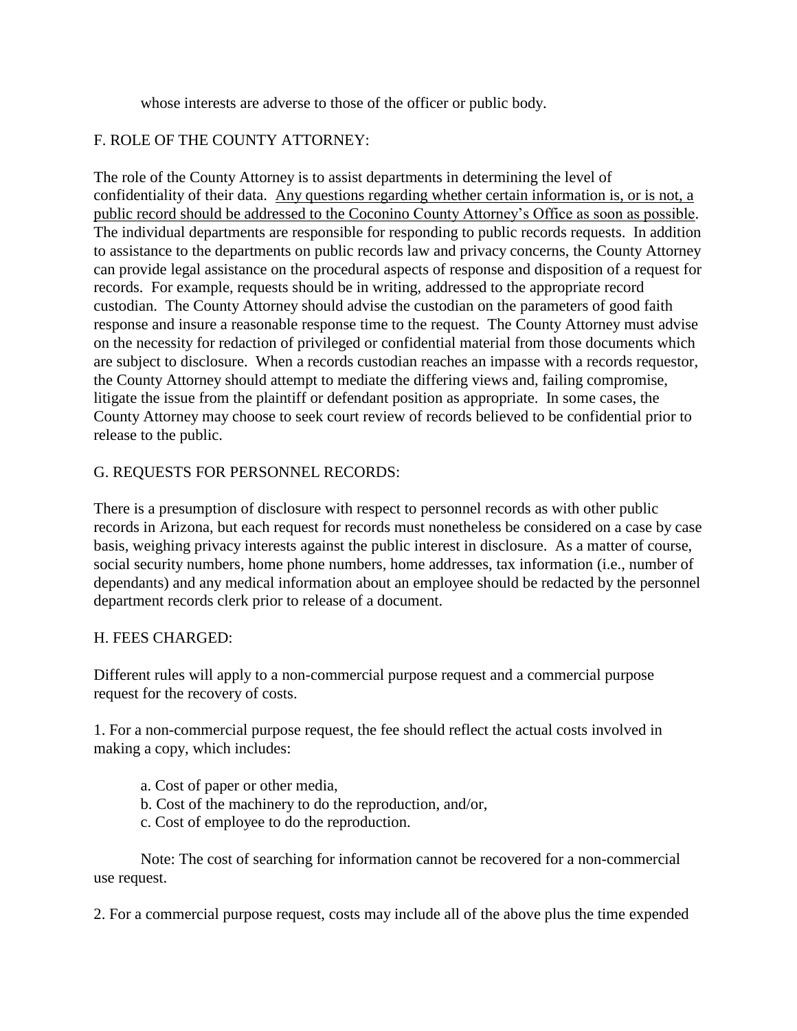whose interests are adverse to those of the officer or public body.

F. ROLE OF THE COUNTY ATTORNEY:

The role of the County Attorney is to assist departments in determining the level of confidentiality of their data. <u>Any questions regarding whether certain information is, or is not, a public record should be addressed to the Coconino County Attorney's Office as soon as possible</u>. The individual departments are responsible for responding to public records requests. In addition to assistance to the departments on public records law and privacy concerns, the County Attorney can provide legal assistance on the procedural aspects of response and disposition of a request for records. For example, requests should be in writing, addressed to the appropriate record custodian. The County Attorney should advise the custodian on the parameters of good faith response and insure a reasonable response time to the request. The County Attorney must advise on the necessity for redaction of privileged or confidential material from those documents which are subject to disclosure. When a records custodian reaches an impasse with a records requestor, the County Attorney should attempt to mediate the differing views and, failing compromise, litigate the issue from the plaintiff or defendant position as appropriate. In some cases, the County Attorney may choose to seek court review of records believed to be confidential prior to release to the public.

G. REQUESTS FOR PERSONNEL RECORDS:

There is a presumption of disclosure with respect to personnel records as with other public records in Arizona, but each request for records must nonetheless be considered on a case by case basis, weighing privacy interests against the public interest in disclosure. As a matter of course, social security numbers, home phone numbers, home addresses, tax information (i.e., number of dependants) and any medical information about an employee should be redacted by the personnel department records clerk prior to release of a document.

H. FEES CHARGED:

Different rules will apply to a non-commercial purpose request and a commercial purpose request for the recovery of costs.

1. For a non-commercial purpose request, the fee should reflect the actual costs involved in making a copy, which includes:

   a. Cost of paper or other media,
   b. Cost of the machinery to do the reproduction, and/or,
   c. Cost of employee to do the reproduction.

   Note: The cost of searching for information cannot be recovered for a non-commercial use request.

2. For a commercial purpose request, costs may include all of the above plus the time expended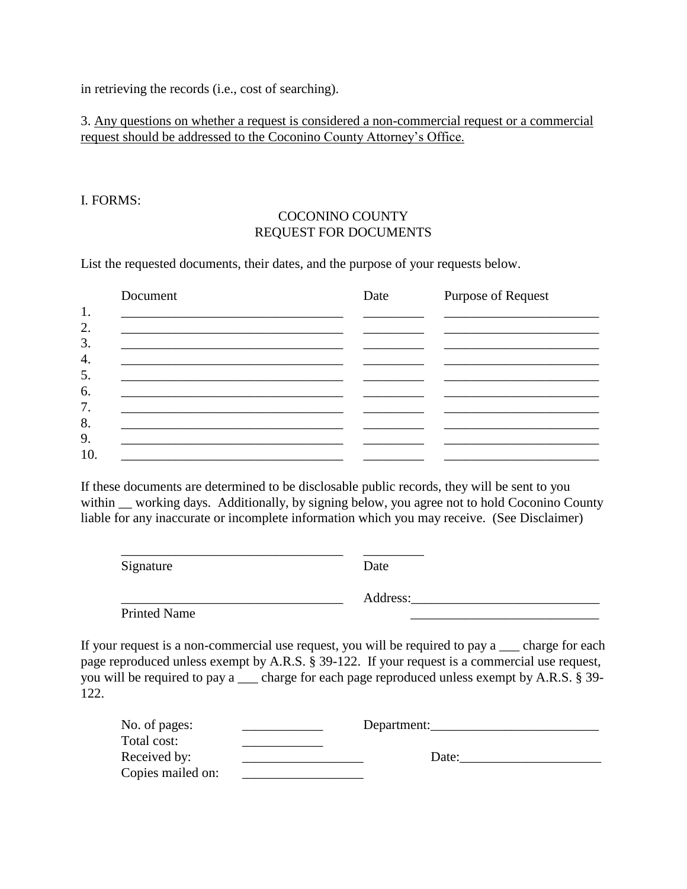in retrieving the records (i.e., cost of searching).

3. <u>Any questions on whether a request is considered a non-commercial request or a commercial request should be addressed to the Coconino County Attorney's Office.</u>

I. FORMS:

COCONINO COUNTY
REQUEST FOR DOCUMENTS

List the requested documents, their dates, and the purpose of your requests below.

| | Document | Date | Purpose of Request |
|---|---|---|---|
| 1. | ________________________________ | _________ | _______________________ |
| 2. | ________________________________ | _________ | _______________________ |
| 3. | ________________________________ | _________ | _______________________ |
| 4. | ________________________________ | _________ | _______________________ |
| 5. | ________________________________ | _________ | _______________________ |
| 6. | ________________________________ | _________ | _______________________ |
| 7. | ________________________________ | _________ | _______________________ |
| 8. | ________________________________ | _________ | _______________________ |
| 9. | ________________________________ | _________ | _______________________ |
| 10. | ________________________________ | _________ | _______________________ |

If these documents are determined to be disclosable public records, they will be sent to you within __ working days. Additionally, by signing below, you agree not to hold Coconino County liable for any inaccurate or incomplete information which you may receive. (See Disclaimer)

________________________________ _________
Signature Date

________________________________ Address:__________________________
Printed Name __________________________

If your request is a non-commercial use request, you will be required to pay a ___ charge for each page reproduced unless exempt by A.R.S. § 39-122. If your request is a commercial use request, you will be required to pay a ___ charge for each page reproduced unless exempt by A.R.S. § 39-122.

No. of pages: ____________ Department:________________________
Total cost: ____________
Received by: __________________ Date:____________________
Copies mailed on: __________________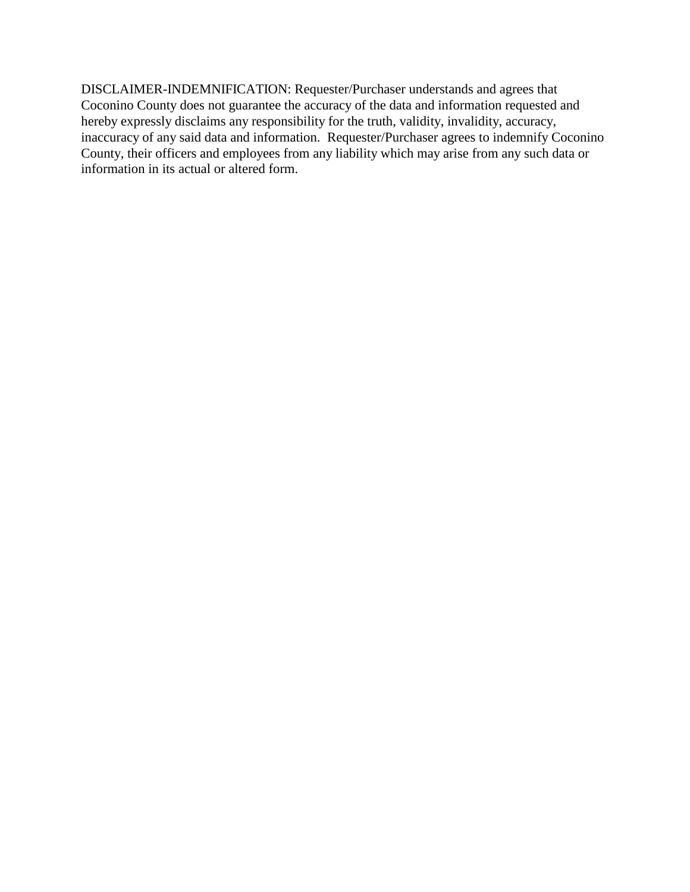DISCLAIMER-INDEMNIFICATION: Requester/Purchaser understands and agrees that Coconino County does not guarantee the accuracy of the data and information requested and hereby expressly disclaims any responsibility for the truth, validity, invalidity, accuracy, inaccuracy of any said data and information. Requester/Purchaser agrees to indemnify Coconino County, their officers and employees from any liability which may arise from any such data or information in its actual or altered form.